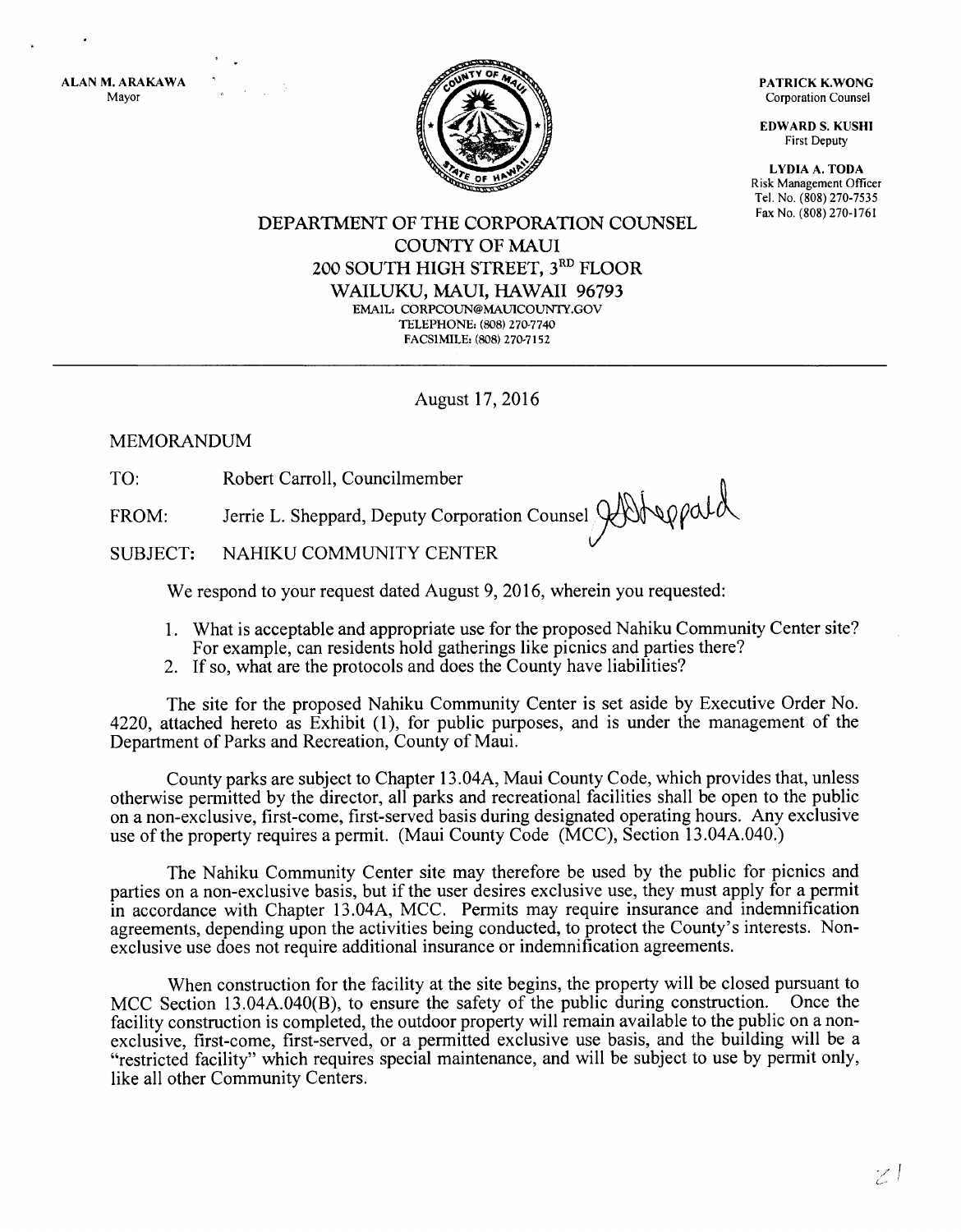ALAN M. ARAKAWA
Mayor

PATRICK K.WONG
Corporation Counsel

EDWARD S. KUSHI
First Deputy

LYDIA A. TODA
Risk Management Officer
Tel. No. (808) 270-7535
Fax No. (808) 270-1761

# DEPARTMENT OF THE CORPORATION COUNSEL
## COUNTY OF MAUI
## 200 SOUTH HIGH STREET, 3RD FLOOR
## WAILUKU, MAUI, HAWAII 96793

EMAIL: CORPCOUN@MAUICOUNTY.GOV
TELEPHONE: (808) 270-7740
FACSIMILE: (808) 270-7152

---

August 17, 2016

MEMORANDUM

TO: Robert Carroll, Councilmember

FROM: Jerrie L. Sheppard, Deputy Corporation Counsel

SUBJECT: NAHIKU COMMUNITY CENTER

We respond to your request dated August 9, 2016, wherein you requested:

1. What is acceptable and appropriate use for the proposed Nahiku Community Center site? For example, can residents hold gatherings like picnics and parties there?
2. If so, what are the protocols and does the County have liabilities?

The site for the proposed Nahiku Community Center is set aside by Executive Order No. 4220, attached hereto as Exhibit (1), for public purposes, and is under the management of the Department of Parks and Recreation, County of Maui.

County parks are subject to Chapter 13.04A, Maui County Code, which provides that, unless otherwise permitted by the director, all parks and recreational facilities shall be open to the public on a non-exclusive, first-come, first-served basis during designated operating hours. Any exclusive use of the property requires a permit. (Maui County Code (MCC), Section 13.04A.040.)

The Nahiku Community Center site may therefore be used by the public for picnics and parties on a non-exclusive basis, but if the user desires exclusive use, they must apply for a permit in accordance with Chapter 13.04A, MCC. Permits may require insurance and indemnification agreements, depending upon the activities being conducted, to protect the County's interests. Non-exclusive use does not require additional insurance or indemnification agreements.

When construction for the facility at the site begins, the property will be closed pursuant to MCC Section 13.04A.040(B), to ensure the safety of the public during construction. Once the facility construction is completed, the outdoor property will remain available to the public on a non-exclusive, first-come, first-served, or a permitted exclusive use basis, and the building will be a "restricted facility" which requires special maintenance, and will be subject to use by permit only, like all other Community Centers.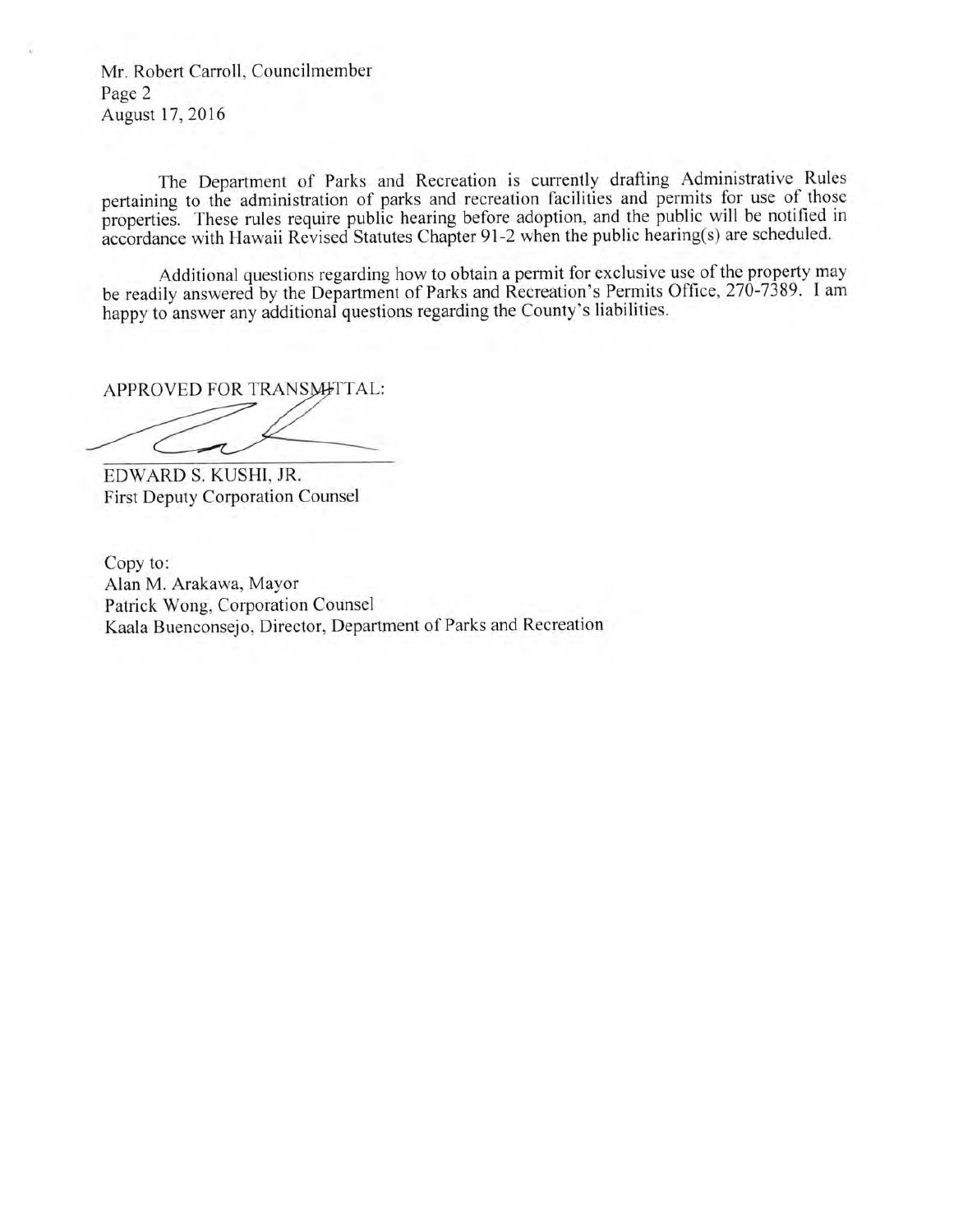Mr. Robert Carroll, Councilmember
Page 2
August 17, 2016

The Department of Parks and Recreation is currently drafting Administrative Rules pertaining to the administration of parks and recreation facilities and permits for use of those properties. These rules require public hearing before adoption, and the public will be notified in accordance with Hawaii Revised Statutes Chapter 91-2 when the public hearing(s) are scheduled.

Additional questions regarding how to obtain a permit for exclusive use of the property may be readily answered by the Department of Parks and Recreation's Permits Office, 270-7389. I am happy to answer any additional questions regarding the County's liabilities.

APPROVED FOR TRANSMITTAL:

EDWARD S. KUSHI, JR.
First Deputy Corporation Counsel

Copy to:
Alan M. Arakawa, Mayor
Patrick Wong, Corporation Counsel
Kaala Buenconsejo, Director, Department of Parks and Recreation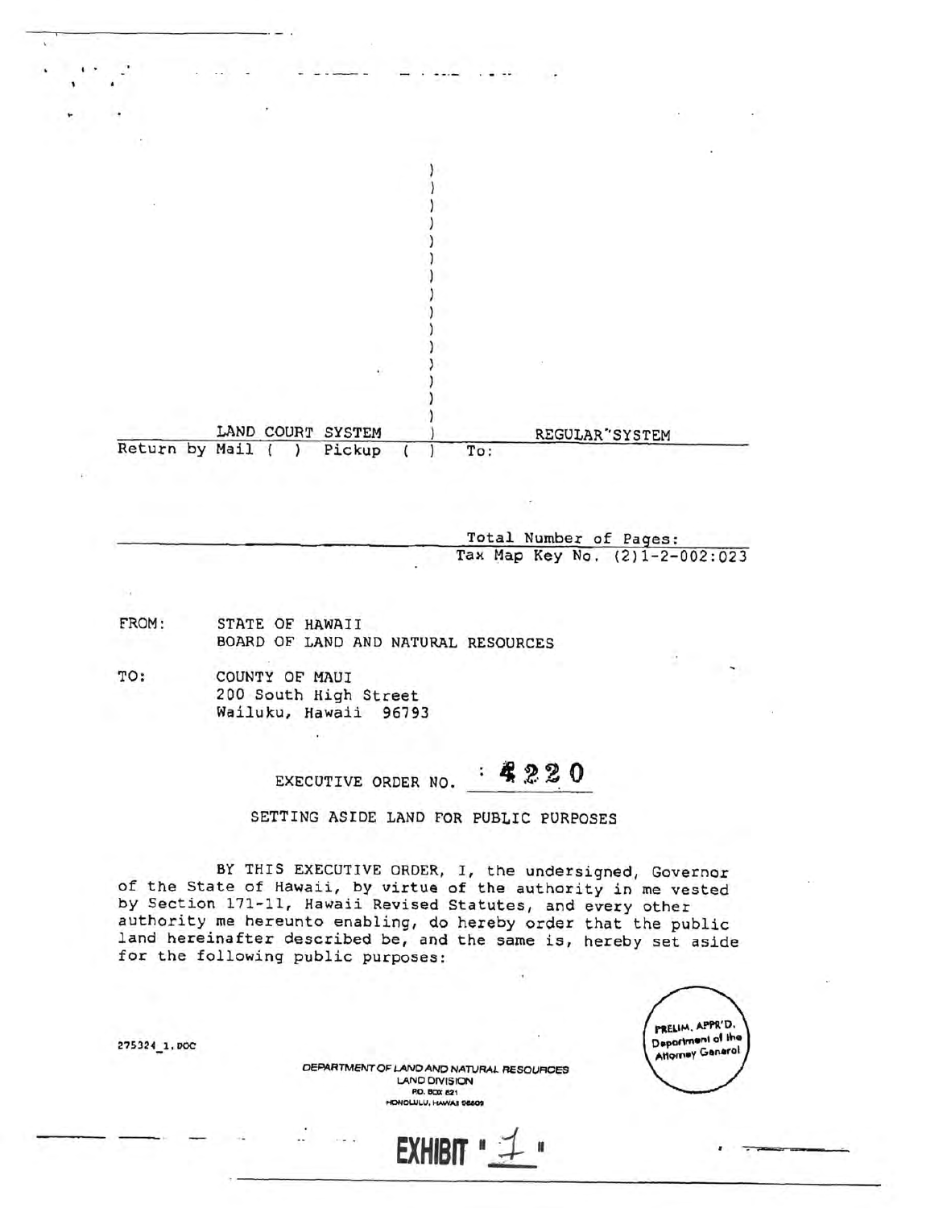LAND COURT SYSTEM | REGULAR SYSTEM

Return by Mail ( ) Pickup ( ) To:

Total Number of Pages:

Tax Map Key No. (2)1-2-002:023

FROM: STATE OF HAWAII
BOARD OF LAND AND NATURAL RESOURCES

TO: COUNTY OF MAUI
200 South High Street
Wailuku, Hawaii 96793

EXECUTIVE ORDER NO. 4220

SETTING ASIDE LAND FOR PUBLIC PURPOSES

BY THIS EXECUTIVE ORDER, I, the undersigned, Governor of the State of Hawaii, by virtue of the authority in me vested by Section 171-11, Hawaii Revised Statutes, and every other authority me hereunto enabling, do hereby order that the public land hereinafter described be, and the same is, hereby set aside for the following public purposes:

275324_1.DOC

PRELIM. APPR'D.
Department of the Attorney General

DEPARTMENT OF LAND AND NATURAL RESOURCES
LAND DIVISION
P.O. BOX 621
HONOLULU, HAWAII 96809

EXHIBIT "1"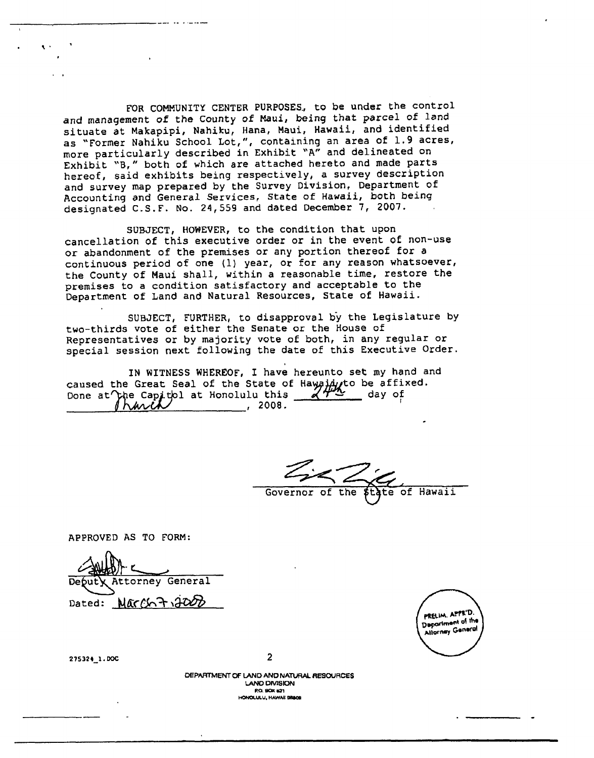FOR COMMUNITY CENTER PURPOSES, to be under the control and management of the County of Maui, being that parcel of land situate at Makapipi, Nahiku, Hana, Maui, Hawaii, and identified as "Former Nahiku School Lot,", containing an area of 1.9 acres, more particularly described in Exhibit "A" and delineated on Exhibit "B," both of which are attached hereto and made parts hereof, said exhibits being respectively, a survey description and survey map prepared by the Survey Division, Department of Accounting and General Services, State of Hawaii, both being designated C.S.F. No. 24,559 and dated December 7, 2007.

SUBJECT, HOWEVER, to the condition that upon cancellation of this executive order or in the event of non-use or abandonment of the premises or any portion thereof for a continuous period of one (1) year, or for any reason whatsoever, the County of Maui shall, within a reasonable time, restore the premises to a condition satisfactory and acceptable to the Department of Land and Natural Resources, State of Hawaii.

SUBJECT, FURTHER, to disapproval by the Legislature by two-thirds vote of either the Senate or the House of Representatives or by majority vote of both, in any regular or special session next following the date of this Executive Order.

IN WITNESS WHEREOF, I have hereunto set my hand and caused the Great Seal of the State of Hawaii to be affixed. Done at the Capitol at Honolulu this 24th day of March, 2008.

Governor of the State of Hawaii

APPROVED AS TO FORM:

Deputy Attorney General

Dated: March 7, 2008

PRELIM. APPR'D. Department of the Attorney General

275324_1.DOC

DEPARTMENT OF LAND AND NATURAL RESOURCES
LAND DIVISION
P.O. BOX 621
HONOLULU, HAWAII 96809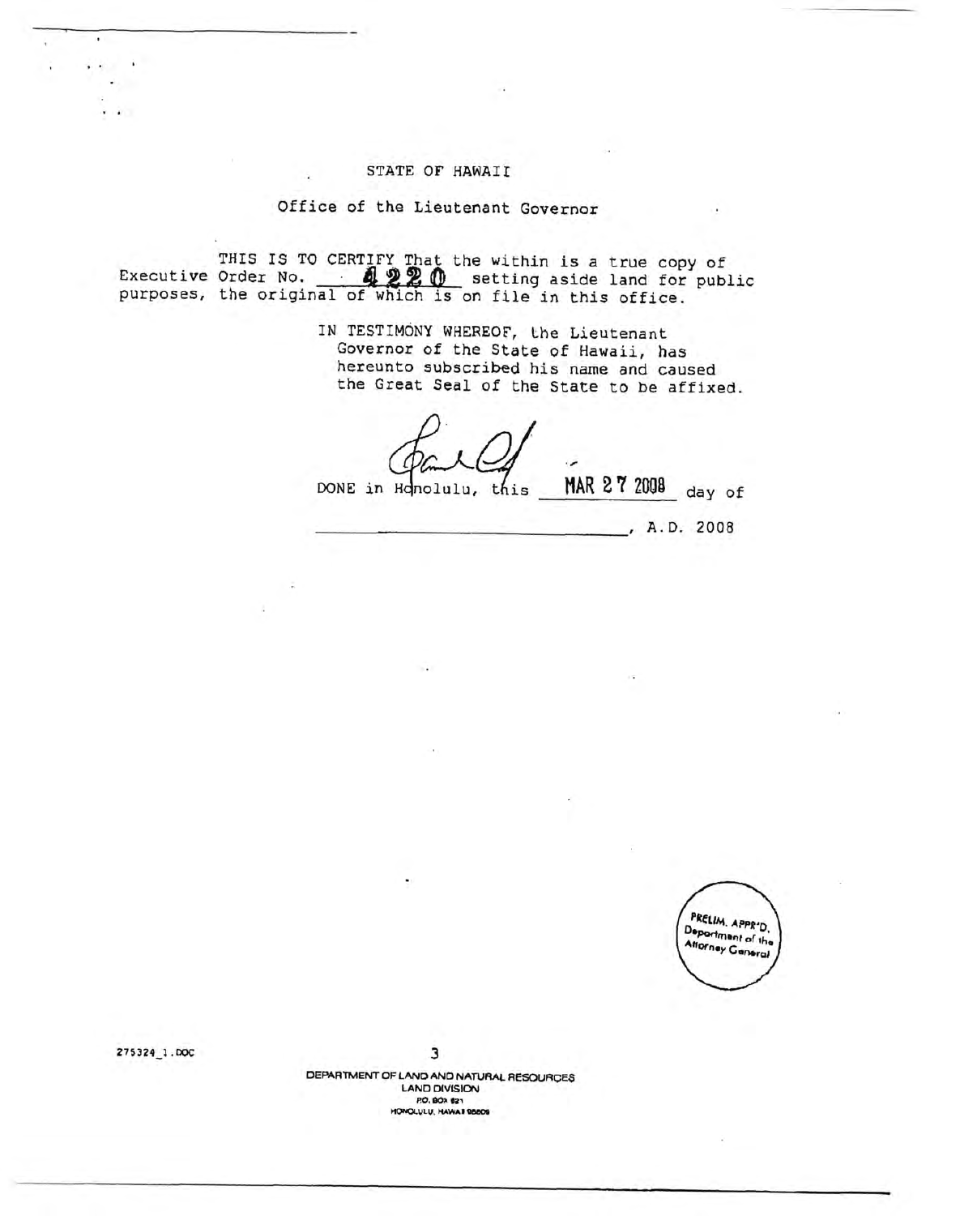STATE OF HAWAII

Office of the Lieutenant Governor

THIS IS TO CERTIFY That the within is a true copy of Executive Order No. 4220 setting aside land for public purposes, the original of which is on file in this office.

IN TESTIMONY WHEREOF, the Lieutenant Governor of the State of Hawaii, has hereunto subscribed his name and caused the Great Seal of the State to be affixed.

DONE in Honolulu, this MAR 27 2008 day of ______________, A.D. 2008

PRELIM. APPR'D. Department of the Attorney General

275324_1.DOC

DEPARTMENT OF LAND AND NATURAL RESOURCES
LAND DIVISION
P.O. BOX 621
HONOLULU, HAWAII 96809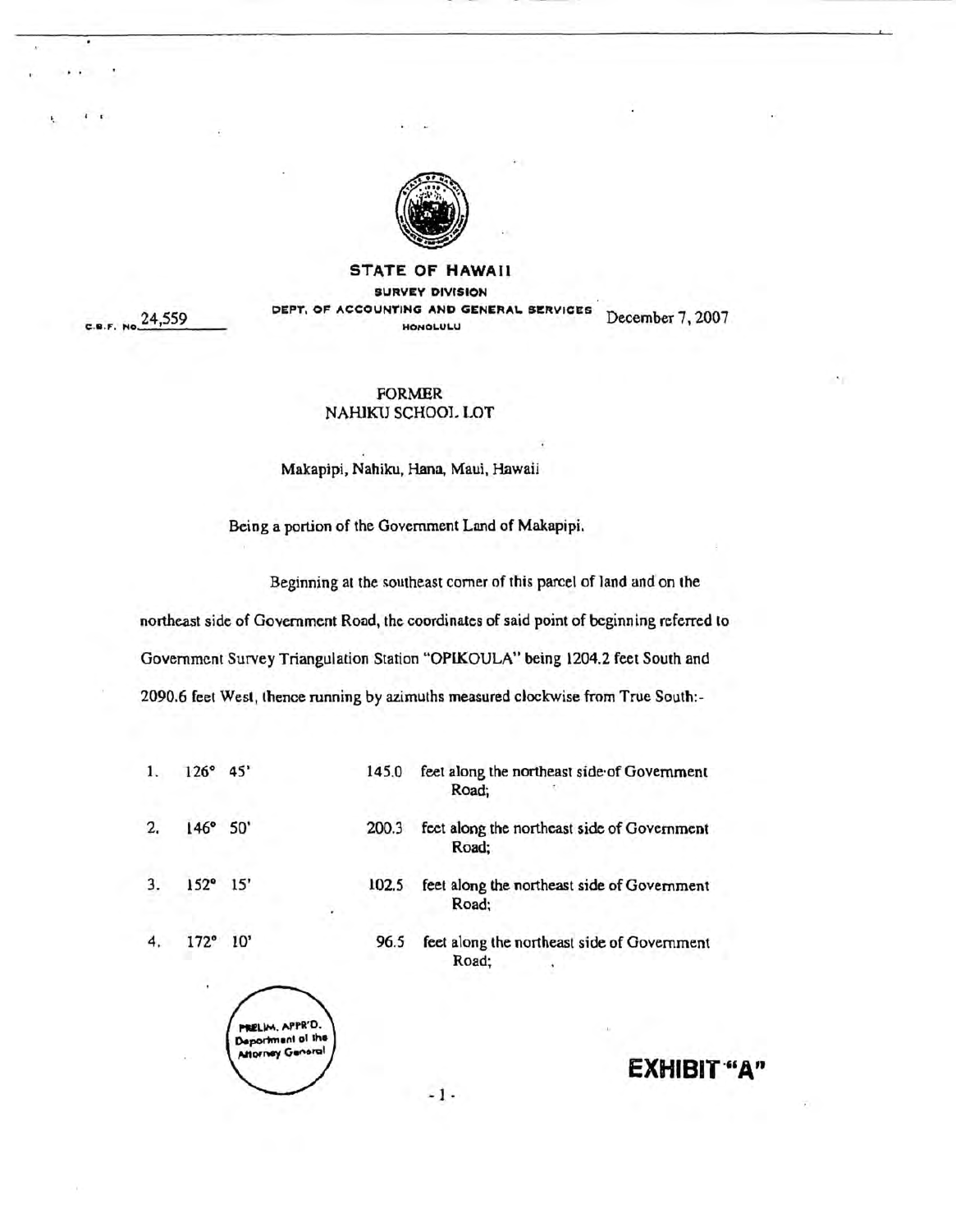**STATE OF HAWAII**

**SURVEY DIVISION**

**DEPT. OF ACCOUNTING AND GENERAL SERVICES**

**HONOLULU**

C.S.F. No. 24,559

December 7, 2007

FORMER
NAHIKU SCHOOL LOT

Makapipi, Nahiku, Hana, Maui, Hawaii

Being a portion of the Government Land of Makapipi.

Beginning at the southeast corner of this parcel of land and on the northeast side of Government Road, the coordinates of said point of beginning referred to Government Survey Triangulation Station "OPIKOULA" being 1204.2 feet South and 2090.6 feet West, thence running by azimuths measured clockwise from True South:-

| | | | |
|---|---|---|---|
| 1. | 126° 45' | 145.0 | feet along the northeast side of Government Road; |
| 2. | 146° 50' | 200.3 | feet along the northeast side of Government Road; |
| 3. | 152° 15' | 102.5 | feet along the northeast side of Government Road; |
| 4. | 172° 10' | 96.5 | feet along the northeast side of Government Road; |

PRELIM. APPR'D.
Department of the Attorney General

**EXHIBIT "A"**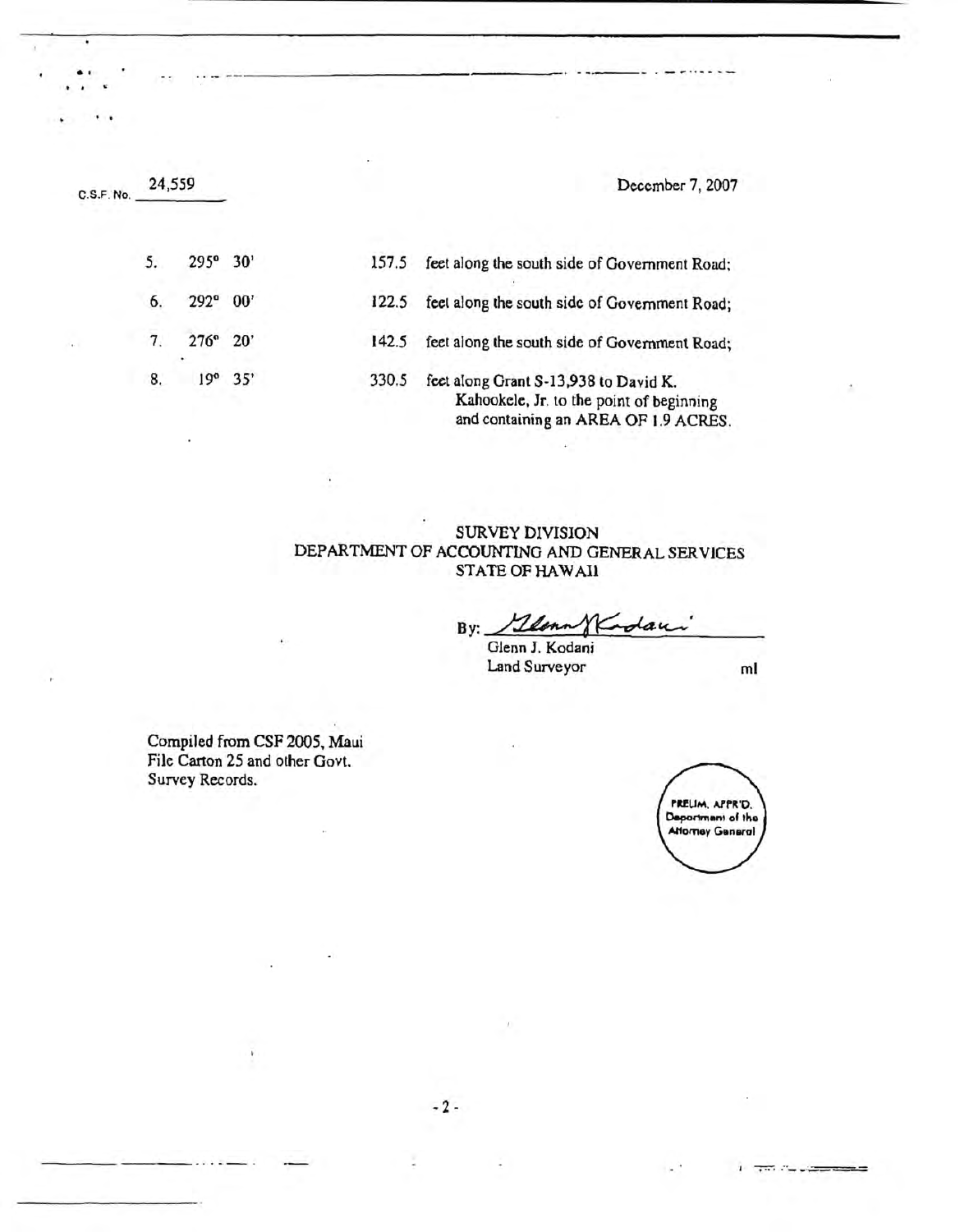C.S.F. No. 24,559

December 7, 2007

| | | | |
|---|---|---|---|
| 5. | 295° 30' | 157.5 | feet along the south side of Government Road; |
| 6. | 292° 00' | 122.5 | feet along the south side of Government Road; |
| 7. | 276° 20' | 142.5 | feet along the south side of Government Road; |
| 8. | 19° 35' | 330.5 | feet along Grant S-13,938 to David K. Kahookele, Jr. to the point of beginning and containing an AREA OF 1.9 ACRES. |

SURVEY DIVISION
DEPARTMENT OF ACCOUNTING AND GENERAL SERVICES
STATE OF HAWAII

By: Glenn J. Kodani

Glenn J. Kodani
Land Surveyor

ml

Compiled from CSF 2005, Maui File Carton 25 and other Govt. Survey Records.

PRELIM. APPR'D.
Department of the
Attorney General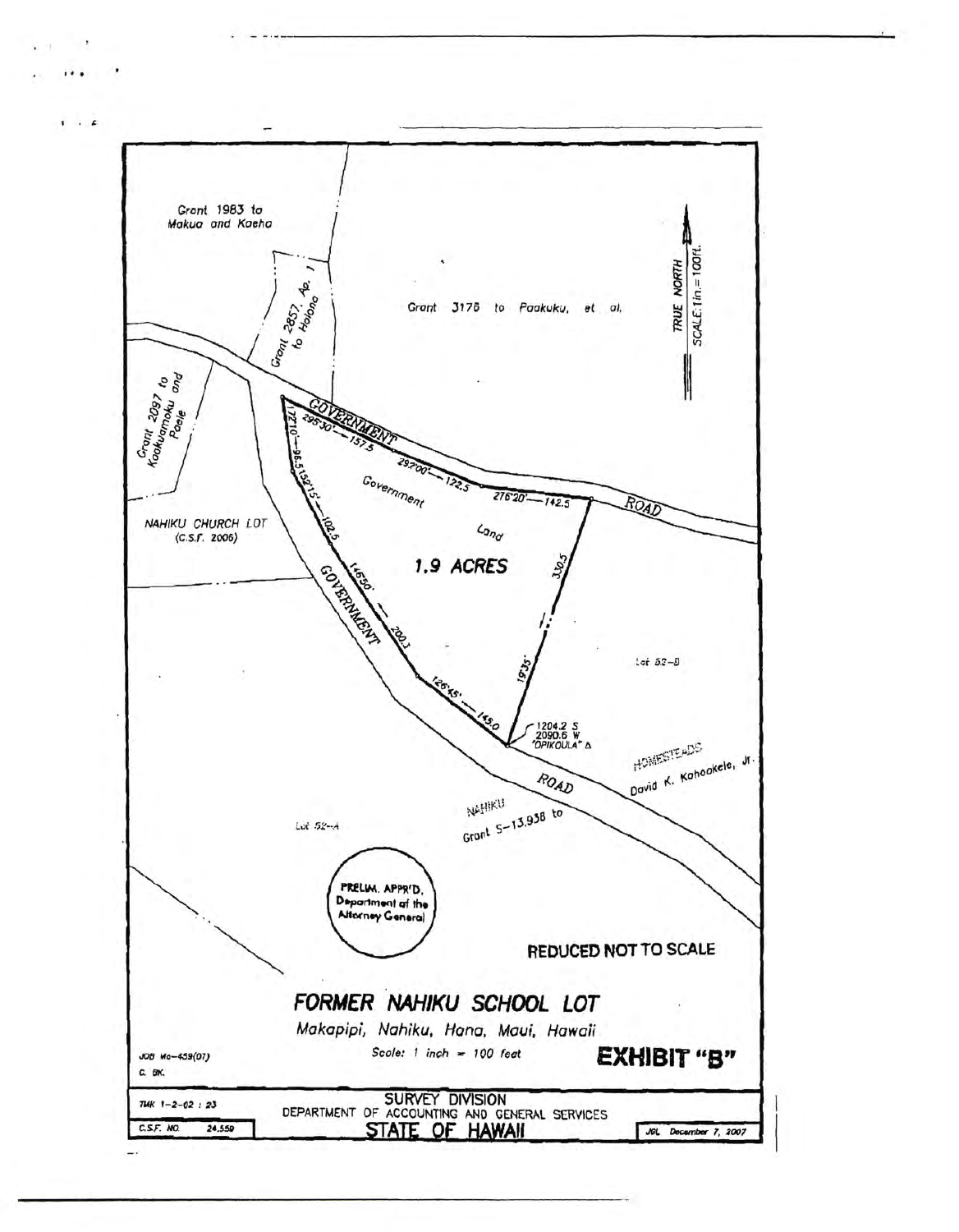Grant 1983 to Makua and Kaeha

Grant 2857, Ap. 1 to Halona

Grant 3176 to Paakuku, et al.

TRUE NORTH

SCALE: 1 in. = 100 ft.

Grant 2097 to Kaakuamoku and Poele

NAHIKU CHURCH LOT (C.S.F. 2006)

GOVERNMENT ROAD

295°30' — 157.5

292°00' — 122.5

276°20' — 142.5

172°10' — 96.5

152°15' — 102.5

146°50' — 200.1

126°45' — 145.0

330.5

19°35'

Government Land

1.9 ACRES

Lot 52-B

1204.2 S
2090.6 W
"OPIKOULA" Δ

HOMESTEADS

David K. Kahookele, Jr.

NAHIKU

Grant S-13,938 to

Lot 52-A

PRELIM. APPR'D. Department of the Attorney General

REDUCED NOT TO SCALE

## FORMER NAHIKU SCHOOL LOT

*Makapipi, Nahiku, Hana, Maui, Hawaii*

Scale: 1 inch = 100 feet

**EXHIBIT "B"**

JOB Mo-459(07)
C. BK.

TMK 1-2-02 : 23

C.S.F. NO. 24,559

SURVEY DIVISION
DEPARTMENT OF ACCOUNTING AND GENERAL SERVICES
STATE OF HAWAII

JGL December 7, 2007